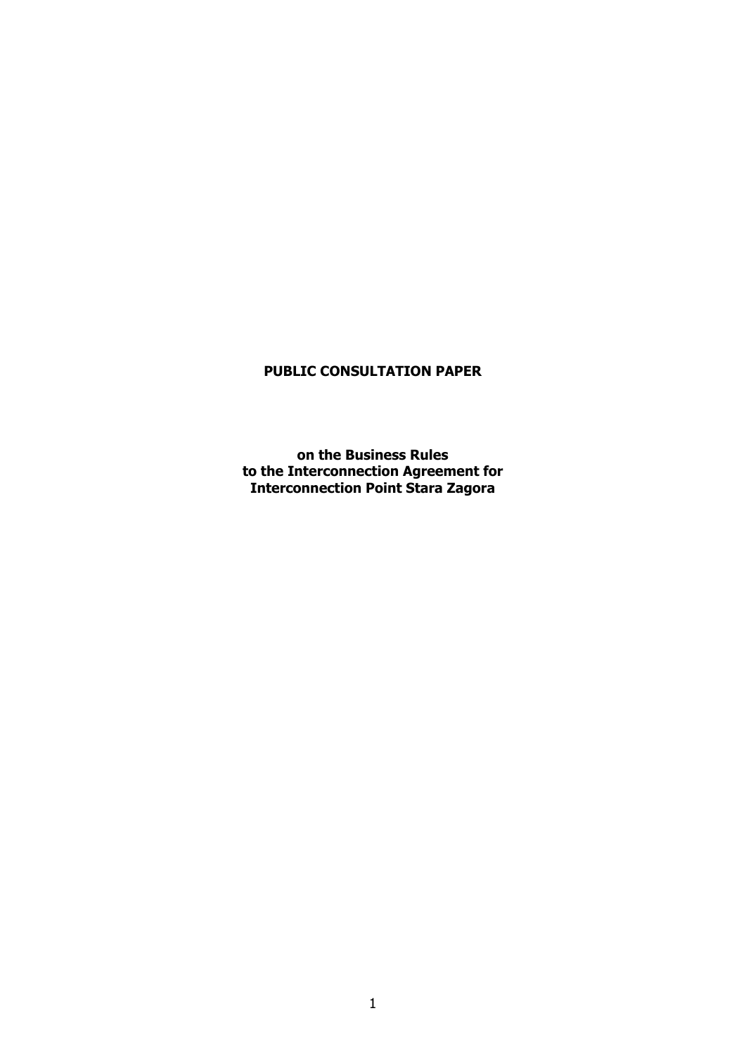# PUBLIC CONSULTATION PAPER

**on the Business Rules**
**to the Interconnection Agreement for**
**Interconnection Point Stara Zagora**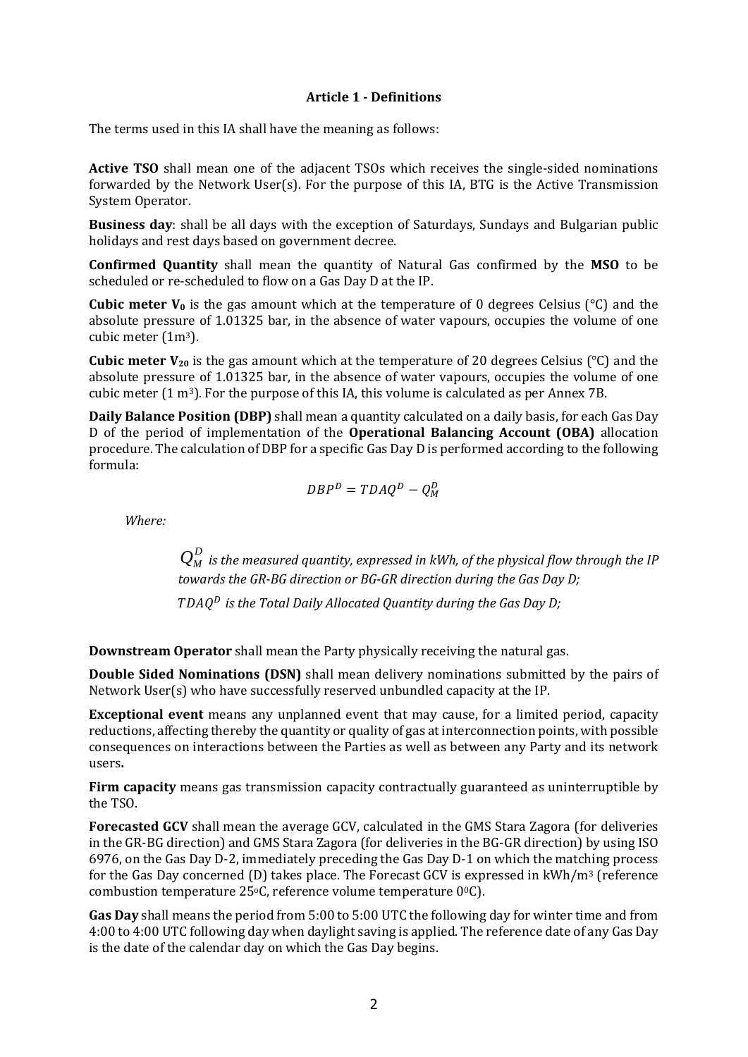### Article 1 - Definitions

The terms used in this IA shall have the meaning as follows:

**Active TSO** shall mean one of the adjacent TSOs which receives the single-sided nominations forwarded by the Network User(s). For the purpose of this IA, BTG is the Active Transmission System Operator.

**Business day**: shall be all days with the exception of Saturdays, Sundays and Bulgarian public holidays and rest days based on government decree.

**Confirmed Quantity** shall mean the quantity of Natural Gas confirmed by the **MSO** to be scheduled or re-scheduled to flow on a Gas Day D at the IP.

**Cubic meter $V_0$** is the gas amount which at the temperature of 0 degrees Celsius (°C) and the absolute pressure of 1.01325 bar, in the absence of water vapours, occupies the volume of one cubic meter ($1m^3$).

**Cubic meter $V_{20}$** is the gas amount which at the temperature of 20 degrees Celsius (°C) and the absolute pressure of 1.01325 bar, in the absence of water vapours, occupies the volume of one cubic meter ($1\ m^3$). For the purpose of this IA, this volume is calculated as per Annex 7B.

**Daily Balance Position (DBP)** shall mean a quantity calculated on a daily basis, for each Gas Day D of the period of implementation of the **Operational Balancing Account (OBA)** allocation procedure. The calculation of DBP for a specific Gas Day D is performed according to the following formula:

$$DBP^D = TDAQ^D - Q_M^D$$

*Where:*

> $Q_M^D$ *is the measured quantity, expressed in kWh, of the physical flow through the IP towards the GR-BG direction or BG-GR direction during the Gas Day D;*
>
> $TDAQ^D$ *is the Total Daily Allocated Quantity during the Gas Day D;*

**Downstream Operator** shall mean the Party physically receiving the natural gas.

**Double Sided Nominations (DSN)** shall mean delivery nominations submitted by the pairs of Network User(s) who have successfully reserved unbundled capacity at the IP.

**Exceptional event** means any unplanned event that may cause, for a limited period, capacity reductions, affecting thereby the quantity or quality of gas at interconnection points, with possible consequences on interactions between the Parties as well as between any Party and its network users**.**

**Firm capacity** means gas transmission capacity contractually guaranteed as uninterruptible by the TSO.

**Forecasted GCV** shall mean the average GCV, calculated in the GMS Stara Zagora (for deliveries in the GR-BG direction) and GMS Stara Zagora (for deliveries in the BG-GR direction) by using ISO 6976, on the Gas Day D-2, immediately preceding the Gas Day D-1 on which the matching process for the Gas Day concerned (D) takes place. The Forecast GCV is expressed in kWh/$m^3$ (reference combustion temperature 25°C, reference volume temperature 0°C).

**Gas Day** shall means the period from 5:00 to 5:00 UTC the following day for winter time and from 4:00 to 4:00 UTC following day when daylight saving is applied. The reference date of any Gas Day is the date of the calendar day on which the Gas Day begins.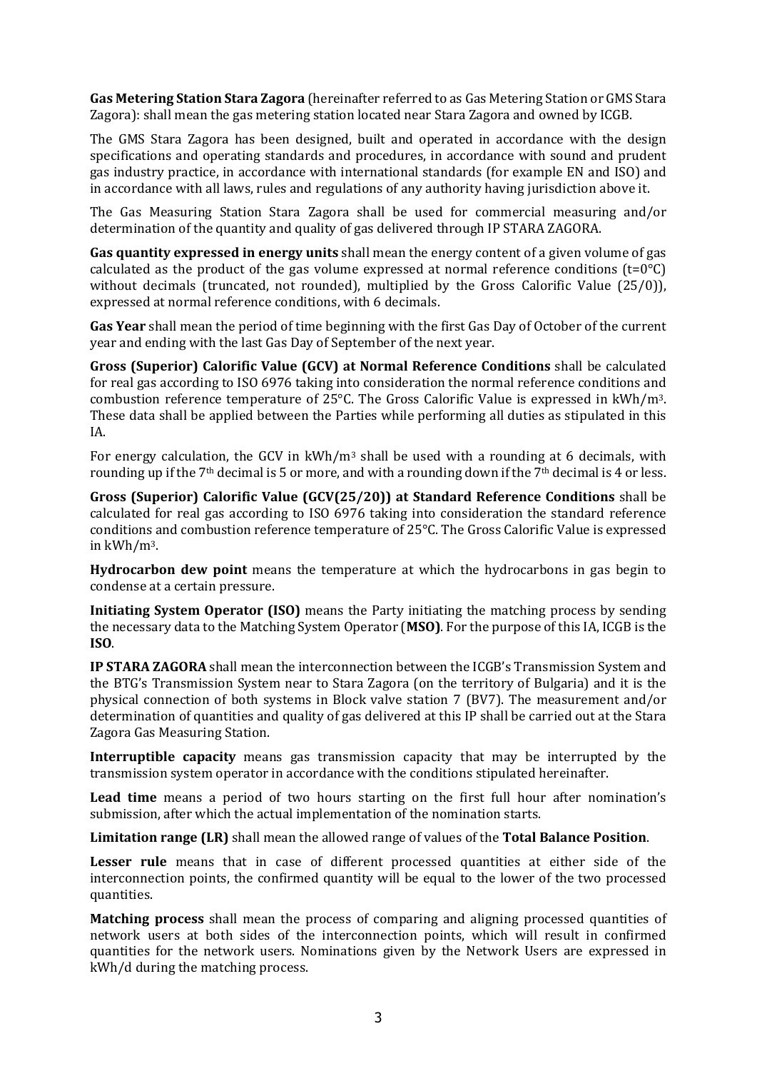**Gas Metering Station Stara Zagora** (hereinafter referred to as Gas Metering Station or GMS Stara Zagora): shall mean the gas metering station located near Stara Zagora and owned by ICGB.

The GMS Stara Zagora has been designed, built and operated in accordance with the design specifications and operating standards and procedures, in accordance with sound and prudent gas industry practice, in accordance with international standards (for example EN and ISO) and in accordance with all laws, rules and regulations of any authority having jurisdiction above it.

The Gas Measuring Station Stara Zagora shall be used for commercial measuring and/or determination of the quantity and quality of gas delivered through IP STARA ZAGORA.

**Gas quantity expressed in energy units** shall mean the energy content of a given volume of gas calculated as the product of the gas volume expressed at normal reference conditions (t=0°C) without decimals (truncated, not rounded), multiplied by the Gross Calorific Value (25/0)), expressed at normal reference conditions, with 6 decimals.

**Gas Year** shall mean the period of time beginning with the first Gas Day of October of the current year and ending with the last Gas Day of September of the next year.

**Gross (Superior) Calorific Value (GCV) at Normal Reference Conditions** shall be calculated for real gas according to ISO 6976 taking into consideration the normal reference conditions and combustion reference temperature of 25°C. The Gross Calorific Value is expressed in kWh/$m^3$. These data shall be applied between the Parties while performing all duties as stipulated in this IA.

For energy calculation, the GCV in kWh/$m^3$ shall be used with a rounding at 6 decimals, with rounding up if the 7th decimal is 5 or more, and with a rounding down if the 7th decimal is 4 or less.

**Gross (Superior) Calorific Value (GCV(25/20)) at Standard Reference Conditions** shall be calculated for real gas according to ISO 6976 taking into consideration the standard reference conditions and combustion reference temperature of 25°C. The Gross Calorific Value is expressed in kWh/$m^3$.

**Hydrocarbon dew point** means the temperature at which the hydrocarbons in gas begin to condense at a certain pressure.

**Initiating System Operator (ISO)** means the Party initiating the matching process by sending the necessary data to the Matching System Operator (**MSO)**. For the purpose of this IA, ICGB is the **ISO**.

**IP STARA ZAGORA** shall mean the interconnection between the ICGB's Transmission System and the BTG's Transmission System near to Stara Zagora (on the territory of Bulgaria) and it is the physical connection of both systems in Block valve station 7 (BV7). The measurement and/or determination of quantities and quality of gas delivered at this IP shall be carried out at the Stara Zagora Gas Measuring Station.

**Interruptible capacity** means gas transmission capacity that may be interrupted by the transmission system operator in accordance with the conditions stipulated hereinafter.

**Lead time** means a period of two hours starting on the first full hour after nomination's submission, after which the actual implementation of the nomination starts.

**Limitation range (LR)** shall mean the allowed range of values of the **Total Balance Position**.

**Lesser rule** means that in case of different processed quantities at either side of the interconnection points, the confirmed quantity will be equal to the lower of the two processed quantities.

**Matching process** shall mean the process of comparing and aligning processed quantities of network users at both sides of the interconnection points, which will result in confirmed quantities for the network users. Nominations given by the Network Users are expressed in kWh/d during the matching process.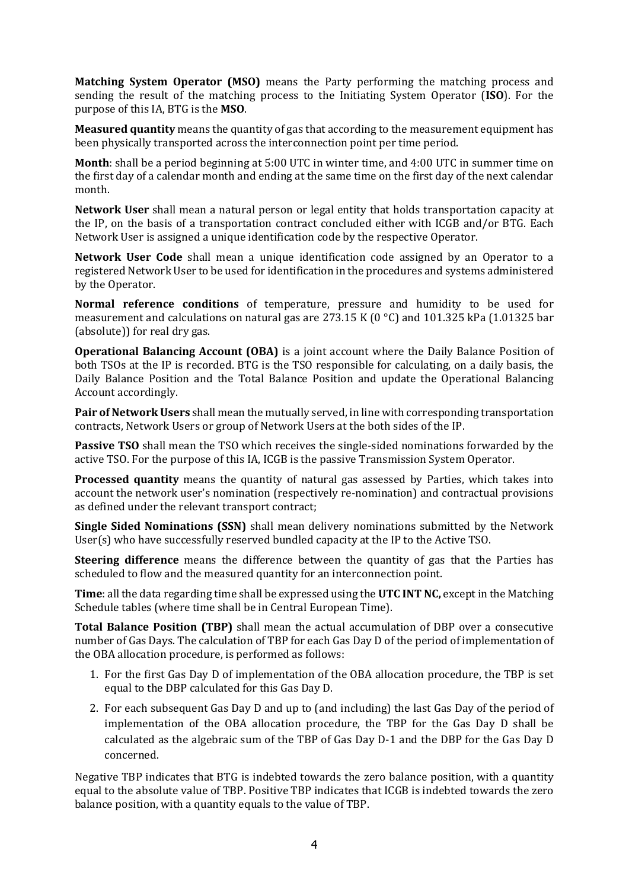**Matching System Operator (MSO)** means the Party performing the matching process and sending the result of the matching process to the Initiating System Operator (**ISO**). For the purpose of this IA, BTG is the **MSO**.

**Measured quantity** means the quantity of gas that according to the measurement equipment has been physically transported across the interconnection point per time period.

**Month**: shall be a period beginning at 5:00 UTC in winter time, and 4:00 UTC in summer time on the first day of a calendar month and ending at the same time on the first day of the next calendar month.

**Network User** shall mean a natural person or legal entity that holds transportation capacity at the IP, on the basis of a transportation contract concluded either with ICGB and/or BTG. Each Network User is assigned a unique identification code by the respective Operator.

**Network User Code** shall mean a unique identification code assigned by an Operator to a registered Network User to be used for identification in the procedures and systems administered by the Operator.

**Normal reference conditions** of temperature, pressure and humidity to be used for measurement and calculations on natural gas are 273.15 K (0 °C) and 101.325 kPa (1.01325 bar (absolute)) for real dry gas.

**Operational Balancing Account (OBA)** is a joint account where the Daily Balance Position of both TSOs at the IP is recorded. BTG is the TSO responsible for calculating, on a daily basis, the Daily Balance Position and the Total Balance Position and update the Operational Balancing Account accordingly.

**Pair of Network Users** shall mean the mutually served, in line with corresponding transportation contracts, Network Users or group of Network Users at the both sides of the IP.

**Passive TSO** shall mean the TSO which receives the single-sided nominations forwarded by the active TSO. For the purpose of this IA, ICGB is the passive Transmission System Operator.

**Processed quantity** means the quantity of natural gas assessed by Parties, which takes into account the network user's nomination (respectively re-nomination) and contractual provisions as defined under the relevant transport contract;

**Single Sided Nominations (SSN)** shall mean delivery nominations submitted by the Network User(s) who have successfully reserved bundled capacity at the IP to the Active TSO.

**Steering difference** means the difference between the quantity of gas that the Parties has scheduled to flow and the measured quantity for an interconnection point.

**Time**: all the data regarding time shall be expressed using the **UTC INT NC,** except in the Matching Schedule tables (where time shall be in Central European Time).

**Total Balance Position (TBP)** shall mean the actual accumulation of DBP over a consecutive number of Gas Days. The calculation of TBP for each Gas Day D of the period of implementation of the OBA allocation procedure, is performed as follows:

1. For the first Gas Day D of implementation of the OBA allocation procedure, the TBP is set equal to the DBP calculated for this Gas Day D.
2. For each subsequent Gas Day D and up to (and including) the last Gas Day of the period of implementation of the OBA allocation procedure, the TBP for the Gas Day D shall be calculated as the algebraic sum of the TBP of Gas Day D-1 and the DBP for the Gas Day D concerned.

Negative TBP indicates that BTG is indebted towards the zero balance position, with a quantity equal to the absolute value of TBP. Positive TBP indicates that ICGB is indebted towards the zero balance position, with a quantity equals to the value of TBP.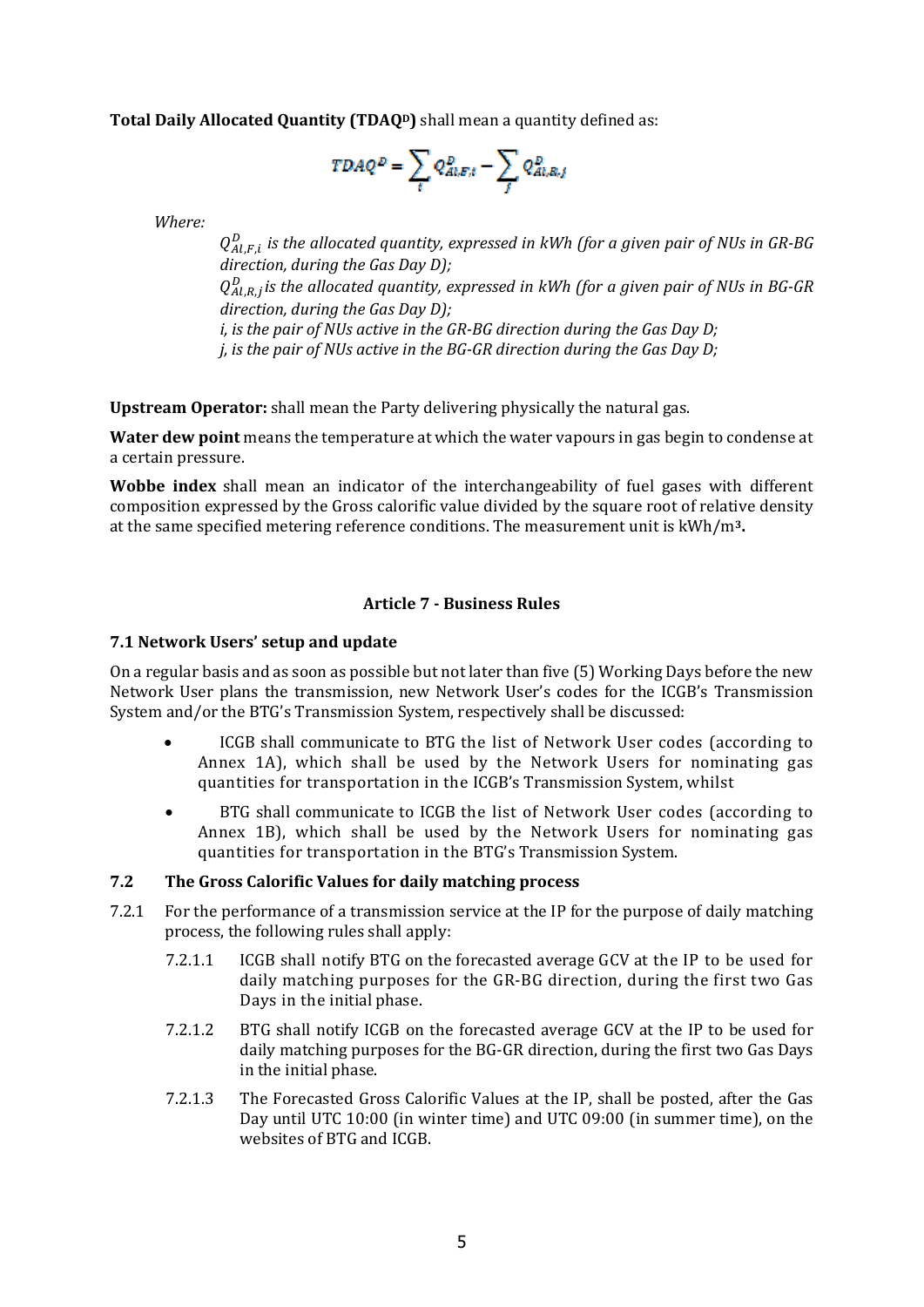**Total Daily Allocated Quantity ($TDAQ^D$)** shall mean a quantity defined as:

$$TDAQ^D = \sum_i Q^D_{Al,F,i} - \sum_j Q^D_{Al,R,j}$$

*Where:*

> $Q^D_{Al,F,i}$ *is the allocated quantity, expressed in kWh (for a given pair of NUs in GR-BG direction, during the Gas Day D);*
>
> $Q^D_{Al,R,j}$ *is the allocated quantity, expressed in kWh (for a given pair of NUs in BG-GR direction, during the Gas Day D);*
>
> *i, is the pair of NUs active in the GR-BG direction during the Gas Day D;*
>
> *j, is the pair of NUs active in the BG-GR direction during the Gas Day D;*

**Upstream Operator:** shall mean the Party delivering physically the natural gas.

**Water dew point** means the temperature at which the water vapours in gas begin to condense at a certain pressure.

**Wobbe index** shall mean an indicator of the interchangeability of fuel gases with different composition expressed by the Gross calorific value divided by the square root of relative density at the same specified metering reference conditions. The measurement unit is $kWh/m^3$**.**

## Article 7 - Business Rules

### 7.1 Network Users' setup and update

On a regular basis and as soon as possible but not later than five (5) Working Days before the new Network User plans the transmission, new Network User's codes for the ICGB's Transmission System and/or the BTG's Transmission System, respectively shall be discussed:

- ICGB shall communicate to BTG the list of Network User codes (according to Annex 1A), which shall be used by the Network Users for nominating gas quantities for transportation in the ICGB's Transmission System, whilst
- BTG shall communicate to ICGB the list of Network User codes (according to Annex 1B), which shall be used by the Network Users for nominating gas quantities for transportation in the BTG's Transmission System.

### 7.2 The Gross Calorific Values for daily matching process

7.2.1 For the performance of a transmission service at the IP for the purpose of daily matching process, the following rules shall apply:

7.2.1.1 ICGB shall notify BTG on the forecasted average GCV at the IP to be used for daily matching purposes for the GR-BG direction, during the first two Gas Days in the initial phase.

7.2.1.2 BTG shall notify ICGB on the forecasted average GCV at the IP to be used for daily matching purposes for the BG-GR direction, during the first two Gas Days in the initial phase.

7.2.1.3 The Forecasted Gross Calorific Values at the IP, shall be posted, after the Gas Day until UTC 10:00 (in winter time) and UTC 09:00 (in summer time), on the websites of BTG and ICGB.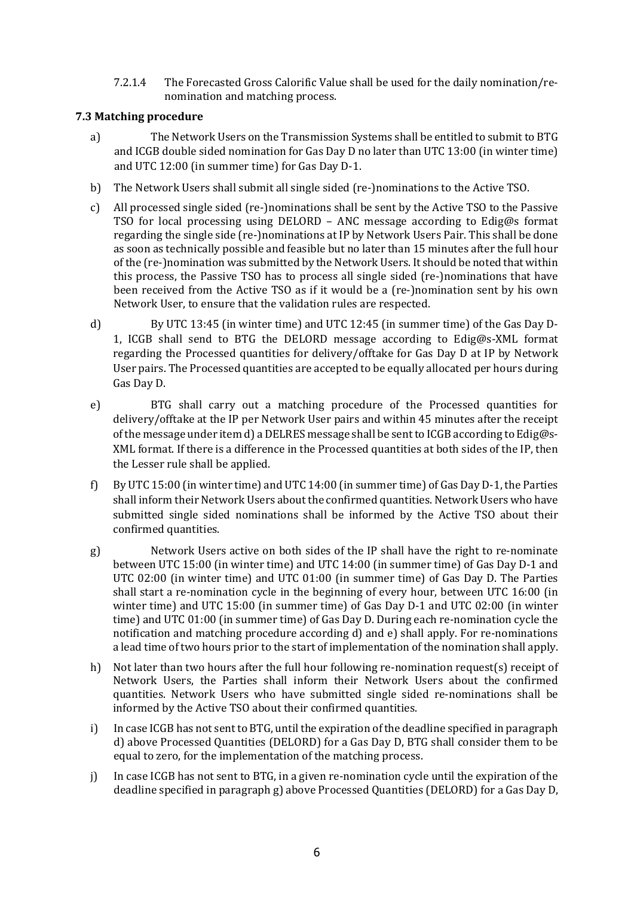7.2.1.4 The Forecasted Gross Calorific Value shall be used for the daily nomination/re-nomination and matching process.

### 7.3 Matching procedure

a) The Network Users on the Transmission Systems shall be entitled to submit to BTG and ICGB double sided nomination for Gas Day D no later than UTC 13:00 (in winter time) and UTC 12:00 (in summer time) for Gas Day D-1.

b) The Network Users shall submit all single sided (re-)nominations to the Active TSO.

c) All processed single sided (re-)nominations shall be sent by the Active TSO to the Passive TSO for local processing using DELORD – ANC message according to Edig@s format regarding the single side (re-)nominations at IP by Network Users Pair. This shall be done as soon as technically possible and feasible but no later than 15 minutes after the full hour of the (re-)nomination was submitted by the Network Users. It should be noted that within this process, the Passive TSO has to process all single sided (re-)nominations that have been received from the Active TSO as if it would be a (re-)nomination sent by his own Network User, to ensure that the validation rules are respected.

d) By UTC 13:45 (in winter time) and UTC 12:45 (in summer time) of the Gas Day D-1, ICGB shall send to BTG the DELORD message according to Edig@s-XML format regarding the Processed quantities for delivery/offtake for Gas Day D at IP by Network User pairs. The Processed quantities are accepted to be equally allocated per hours during Gas Day D.

e) BTG shall carry out a matching procedure of the Processed quantities for delivery/offtake at the IP per Network User pairs and within 45 minutes after the receipt of the message under item d) a DELRES message shall be sent to ICGB according to Edig@s-XML format. If there is a difference in the Processed quantities at both sides of the IP, then the Lesser rule shall be applied.

f) By UTC 15:00 (in winter time) and UTC 14:00 (in summer time) of Gas Day D-1, the Parties shall inform their Network Users about the confirmed quantities. Network Users who have submitted single sided nominations shall be informed by the Active TSO about their confirmed quantities.

g) Network Users active on both sides of the IP shall have the right to re-nominate between UTC 15:00 (in winter time) and UTC 14:00 (in summer time) of Gas Day D-1 and UTC 02:00 (in winter time) and UTC 01:00 (in summer time) of Gas Day D. The Parties shall start a re-nomination cycle in the beginning of every hour, between UTC 16:00 (in winter time) and UTC 15:00 (in summer time) of Gas Day D-1 and UTC 02:00 (in winter time) and UTC 01:00 (in summer time) of Gas Day D. During each re-nomination cycle the notification and matching procedure according d) and e) shall apply. For re-nominations a lead time of two hours prior to the start of implementation of the nomination shall apply.

h) Not later than two hours after the full hour following re-nomination request(s) receipt of Network Users, the Parties shall inform their Network Users about the confirmed quantities. Network Users who have submitted single sided re-nominations shall be informed by the Active TSO about their confirmed quantities.

i) In case ICGB has not sent to BTG, until the expiration of the deadline specified in paragraph d) above Processed Quantities (DELORD) for a Gas Day D, BTG shall consider them to be equal to zero, for the implementation of the matching process.

j) In case ICGB has not sent to BTG, in a given re-nomination cycle until the expiration of the deadline specified in paragraph g) above Processed Quantities (DELORD) for a Gas Day D,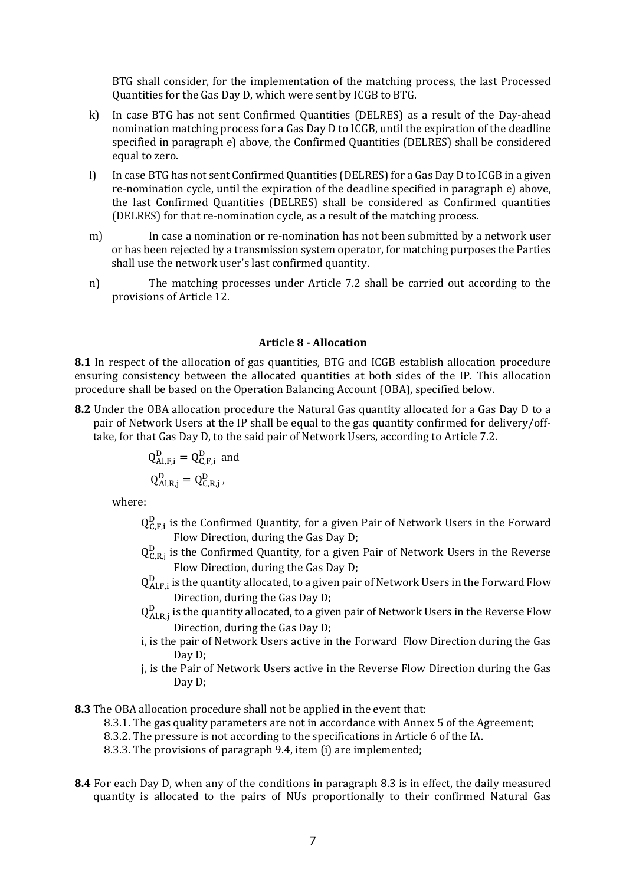BTG shall consider, for the implementation of the matching process, the last Processed Quantities for the Gas Day D, which were sent by ICGB to BTG.

k) In case BTG has not sent Confirmed Quantities (DELRES) as a result of the Day-ahead nomination matching process for a Gas Day D to ICGB, until the expiration of the deadline specified in paragraph e) above, the Confirmed Quantities (DELRES) shall be considered equal to zero.

l) In case BTG has not sent Confirmed Quantities (DELRES) for a Gas Day D to ICGB in a given re-nomination cycle, until the expiration of the deadline specified in paragraph e) above, the last Confirmed Quantities (DELRES) shall be considered as Confirmed quantities (DELRES) for that re-nomination cycle, as a result of the matching process.

m) In case a nomination or re-nomination has not been submitted by a network user or has been rejected by a transmission system operator, for matching purposes the Parties shall use the network user's last confirmed quantity.

n) The matching processes under Article 7.2 shall be carried out according to the provisions of Article 12.

## Article 8 - Allocation

**8.1** In respect of the allocation of gas quantities, BTG and ICGB establish allocation procedure ensuring consistency between the allocated quantities at both sides of the IP. This allocation procedure shall be based on the Operation Balancing Account (OBA), specified below.

**8.2** Under the OBA allocation procedure the Natural Gas quantity allocated for a Gas Day D to a pair of Network Users at the IP shall be equal to the gas quantity confirmed for delivery/off-take, for that Gas Day D, to the said pair of Network Users, according to Article 7.2.

$$Q^{D}_{Al,F,i} = Q^{D}_{C,F,i} \text{ and}$$

$$Q^{D}_{Al,R,j} = Q^{D}_{C,R,j},$$

where:

$Q^{D}_{C,F,i}$ is the Confirmed Quantity, for a given Pair of Network Users in the Forward Flow Direction, during the Gas Day D;

$Q^{D}_{C,R,j}$ is the Confirmed Quantity, for a given Pair of Network Users in the Reverse Flow Direction, during the Gas Day D;

$Q^{D}_{Al,F,i}$ is the quantity allocated, to a given pair of Network Users in the Forward Flow Direction, during the Gas Day D;

$Q^{D}_{Al,R,j}$ is the quantity allocated, to a given pair of Network Users in the Reverse Flow Direction, during the Gas Day D;

i, is the pair of Network Users active in the Forward Flow Direction during the Gas Day D;

j, is the Pair of Network Users active in the Reverse Flow Direction during the Gas Day D;

**8.3** The OBA allocation procedure shall not be applied in the event that:

8.3.1. The gas quality parameters are not in accordance with Annex 5 of the Agreement;

8.3.2. The pressure is not according to the specifications in Article 6 of the IA.

8.3.3. The provisions of paragraph 9.4, item (i) are implemented;

**8.4** For each Day D, when any of the conditions in paragraph 8.3 is in effect, the daily measured quantity is allocated to the pairs of NUs proportionally to their confirmed Natural Gas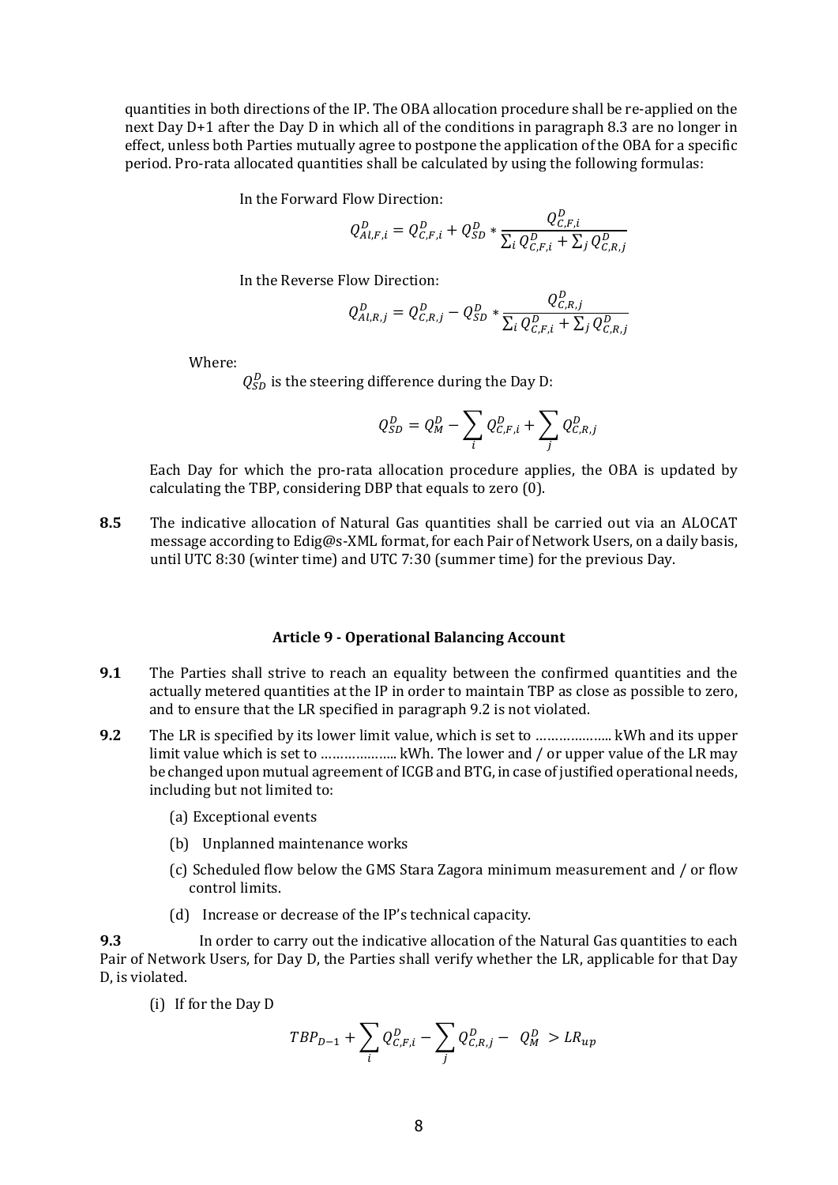quantities in both directions of the IP. The OBA allocation procedure shall be re-applied on the next Day D+1 after the Day D in which all of the conditions in paragraph 8.3 are no longer in effect, unless both Parties mutually agree to postpone the application of the OBA for a specific period. Pro-rata allocated quantities shall be calculated by using the following formulas:

In the Forward Flow Direction:

$$Q_{Al,F,i}^{D} = Q_{C,F,i}^{D} + Q_{SD}^{D} * \frac{Q_{C,F,i}^{D}}{\sum_i Q_{C,F,i}^{D} + \sum_j Q_{C,R,j}^{D}}$$

In the Reverse Flow Direction:

$$Q_{Al,R,j}^{D} = Q_{C,R,j}^{D} - Q_{SD}^{D} * \frac{Q_{C,R,j}^{D}}{\sum_i Q_{C,F,i}^{D} + \sum_j Q_{C,R,j}^{D}}$$

Where:

$Q_{SD}^{D}$ is the steering difference during the Day D:

$$Q_{SD}^{D} = Q_{M}^{D} - \sum_i Q_{C,F,i}^{D} + \sum_j Q_{C,R,j}^{D}$$

Each Day for which the pro-rata allocation procedure applies, the OBA is updated by calculating the TBP, considering DBP that equals to zero (0).

**8.5** The indicative allocation of Natural Gas quantities shall be carried out via an ALOCAT message according to Edig@s-XML format, for each Pair of Network Users, on a daily basis, until UTC 8:30 (winter time) and UTC 7:30 (summer time) for the previous Day.

#### Article 9 - Operational Balancing Account

**9.1** The Parties shall strive to reach an equality between the confirmed quantities and the actually metered quantities at the IP in order to maintain TBP as close as possible to zero, and to ensure that the LR specified in paragraph 9.2 is not violated.

**9.2** The LR is specified by its lower limit value, which is set to ……………….. kWh and its upper limit value which is set to ……………….. kWh. The lower and / or upper value of the LR may be changed upon mutual agreement of ICGB and BTG, in case of justified operational needs, including but not limited to:

(a) Exceptional events

(b) Unplanned maintenance works

(c) Scheduled flow below the GMS Stara Zagora minimum measurement and / or flow control limits.

(d) Increase or decrease of the IP's technical capacity.

**9.3** In order to carry out the indicative allocation of the Natural Gas quantities to each Pair of Network Users, for Day D, the Parties shall verify whether the LR, applicable for that Day D, is violated.

(i) If for the Day D

$$TBP_{D-1} + \sum_i Q_{C,F,i}^{D} - \sum_j Q_{C,R,j}^{D} - Q_{M}^{D} > LR_{up}$$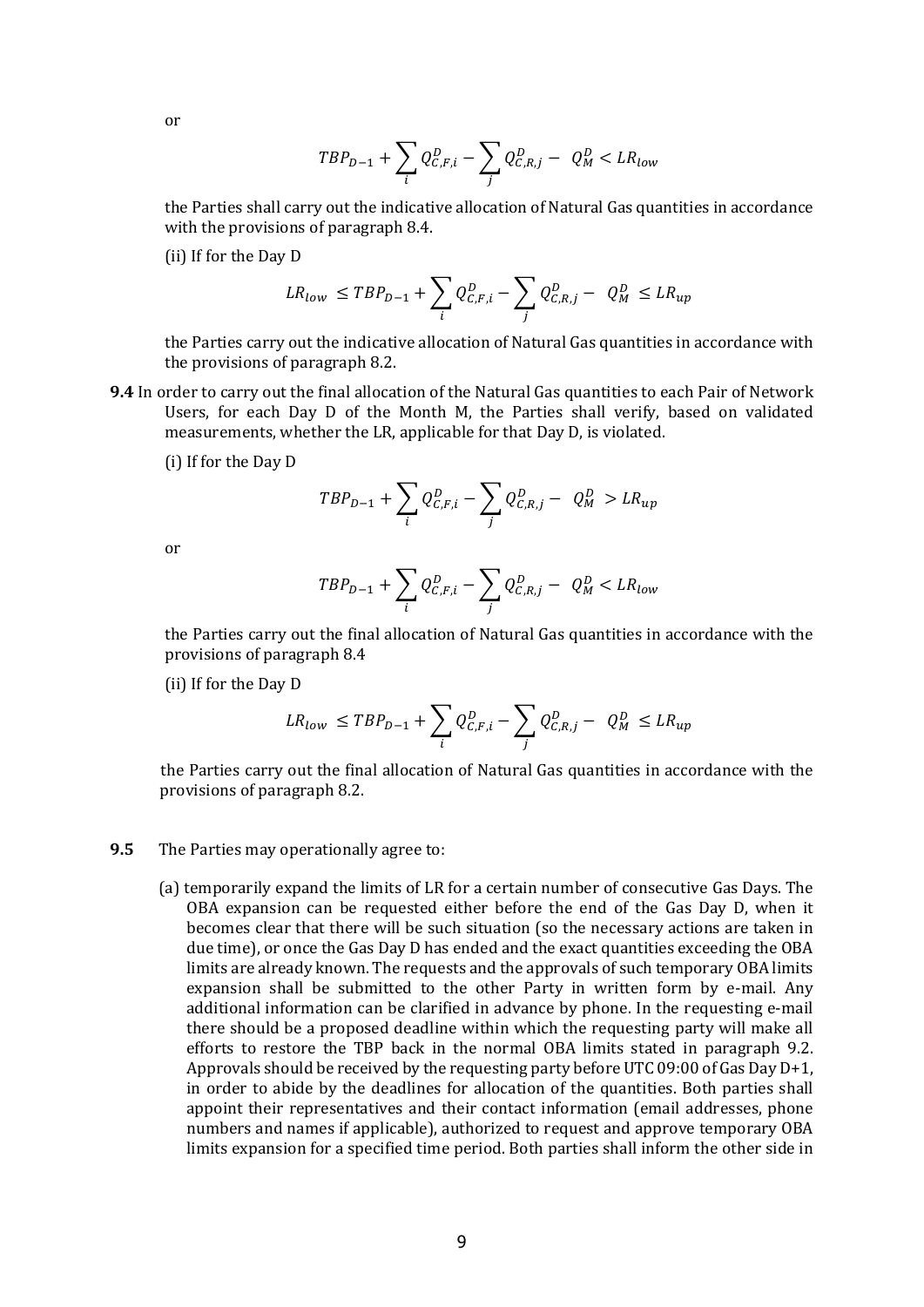or

$$TBP_{D-1} + \sum_{i} Q_{C,F,i}^{D} - \sum_{j} Q_{C,R,j}^{D} - \ Q_{M}^{D} < LR_{low}$$

the Parties shall carry out the indicative allocation of Natural Gas quantities in accordance with the provisions of paragraph 8.4.

(ii) If for the Day D

$$LR_{low} \ \leq TBP_{D-1} + \sum_{i} Q_{C,F,i}^{D} - \sum_{j} Q_{C,R,j}^{D} - \ Q_{M}^{D} \ \leq LR_{up}$$

the Parties carry out the indicative allocation of Natural Gas quantities in accordance with the provisions of paragraph 8.2.

**9.4** In order to carry out the final allocation of the Natural Gas quantities to each Pair of Network Users, for each Day D of the Month M, the Parties shall verify, based on validated measurements, whether the LR, applicable for that Day D, is violated.

(i) If for the Day D

$$TBP_{D-1} + \sum_{i} Q_{C,F,i}^{D} - \sum_{j} Q_{C,R,j}^{D} - \ Q_{M}^{D} \ > LR_{up}$$

or

$$TBP_{D-1} + \sum_{i} Q_{C,F,i}^{D} - \sum_{j} Q_{C,R,j}^{D} - \ Q_{M}^{D} < LR_{low}$$

the Parties carry out the final allocation of Natural Gas quantities in accordance with the provisions of paragraph 8.4

(ii) If for the Day D

$$LR_{low} \ \leq TBP_{D-1} + \sum_{i} Q_{C,F,i}^{D} - \sum_{j} Q_{C,R,j}^{D} - \ Q_{M}^{D} \ \leq LR_{up}$$

the Parties carry out the final allocation of Natural Gas quantities in accordance with the provisions of paragraph 8.2.

**9.5** The Parties may operationally agree to:

(a) temporarily expand the limits of LR for a certain number of consecutive Gas Days. The OBA expansion can be requested either before the end of the Gas Day D, when it becomes clear that there will be such situation (so the necessary actions are taken in due time), or once the Gas Day D has ended and the exact quantities exceeding the OBA limits are already known. The requests and the approvals of such temporary OBA limits expansion shall be submitted to the other Party in written form by e-mail. Any additional information can be clarified in advance by phone. In the requesting e-mail there should be a proposed deadline within which the requesting party will make all efforts to restore the TBP back in the normal OBA limits stated in paragraph 9.2. Approvals should be received by the requesting party before UTC 09:00 of Gas Day D+1, in order to abide by the deadlines for allocation of the quantities. Both parties shall appoint their representatives and their contact information (email addresses, phone numbers and names if applicable), authorized to request and approve temporary OBA limits expansion for a specified time period. Both parties shall inform the other side in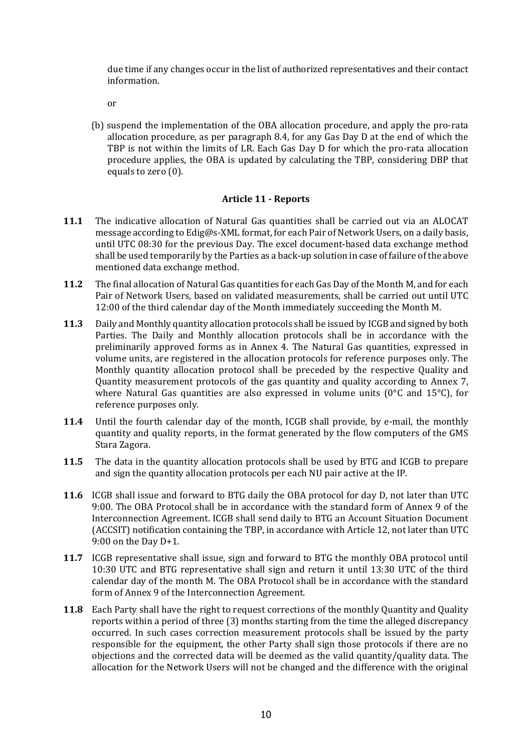due time if any changes occur in the list of authorized representatives and their contact information.

or

(b) suspend the implementation of the OBA allocation procedure, and apply the pro-rata allocation procedure, as per paragraph 8.4, for any Gas Day D at the end of which the TBP is not within the limits of LR. Each Gas Day D for which the pro-rata allocation procedure applies, the OBA is updated by calculating the TBP, considering DBP that equals to zero (0).

### Article 11 - Reports

**11.1** The indicative allocation of Natural Gas quantities shall be carried out via an ALOCAT message according to Edig@s-XML format, for each Pair of Network Users, on a daily basis, until UTC 08:30 for the previous Day. The excel document-based data exchange method shall be used temporarily by the Parties as a back-up solution in case of failure of the above mentioned data exchange method.

**11.2** The final allocation of Natural Gas quantities for each Gas Day of the Month M, and for each Pair of Network Users, based on validated measurements, shall be carried out until UTC 12:00 of the third calendar day of the Month immediately succeeding the Month M.

**11.3** Daily and Monthly quantity allocation protocols shall be issued by ICGB and signed by both Parties. The Daily and Monthly allocation protocols shall be in accordance with the preliminarily approved forms as in Annex 4. The Natural Gas quantities, expressed in volume units, are registered in the allocation protocols for reference purposes only. The Monthly quantity allocation protocol shall be preceded by the respective Quality and Quantity measurement protocols of the gas quantity and quality according to Annex 7, where Natural Gas quantities are also expressed in volume units (0°C and 15°C), for reference purposes only.

**11.4** Until the fourth calendar day of the month, ICGB shall provide, by e-mail, the monthly quantity and quality reports, in the format generated by the flow computers of the GMS Stara Zagora.

**11.5** The data in the quantity allocation protocols shall be used by BTG and ICGB to prepare and sign the quantity allocation protocols per each NU pair active at the IP.

**11.6** ICGB shall issue and forward to BTG daily the OBA protocol for day D, not later than UTC 9:00. The OBA Protocol shall be in accordance with the standard form of Annex 9 of the Interconnection Agreement. ICGB shall send daily to BTG an Account Situation Document (ACCSIT) notification containing the TBP, in accordance with Article 12, not later than UTC 9:00 on the Day D+1.

**11.7** ICGB representative shall issue, sign and forward to BTG the monthly OBA protocol until 10:30 UTC and BTG representative shall sign and return it until 13:30 UTC of the third calendar day of the month M. The OBA Protocol shall be in accordance with the standard form of Annex 9 of the Interconnection Agreement.

**11.8** Each Party shall have the right to request corrections of the monthly Quantity and Quality reports within a period of three (3) months starting from the time the alleged discrepancy occurred. In such cases correction measurement protocols shall be issued by the party responsible for the equipment, the other Party shall sign those protocols if there are no objections and the corrected data will be deemed as the valid quantity/quality data. The allocation for the Network Users will not be changed and the difference with the original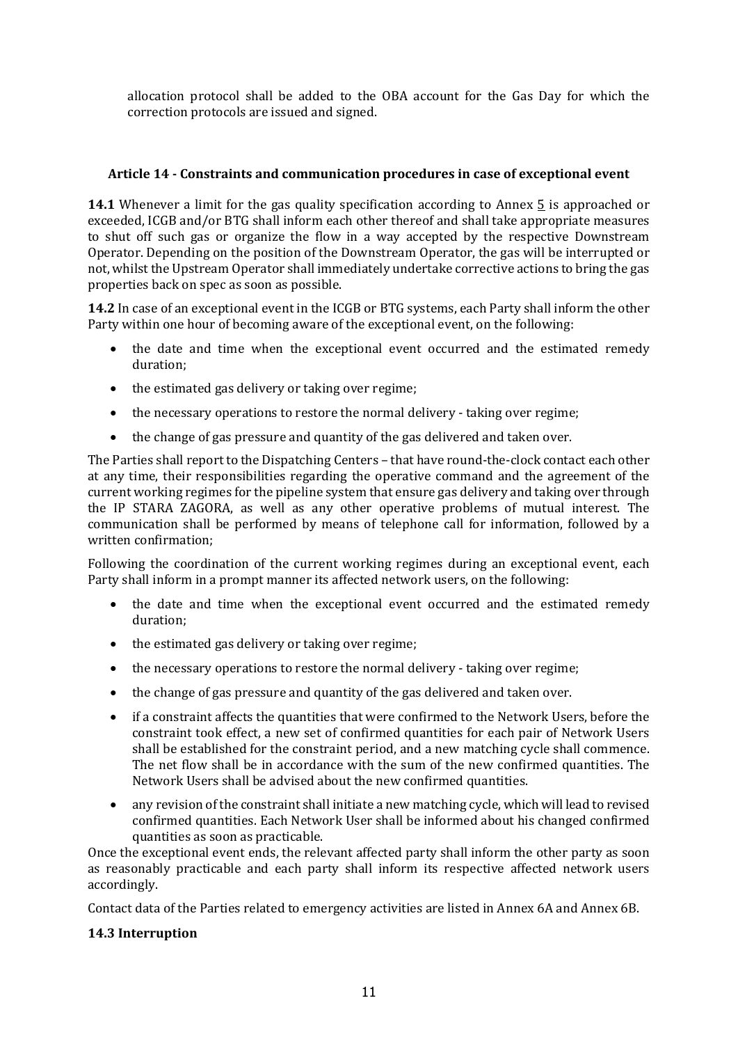allocation protocol shall be added to the OBA account for the Gas Day for which the correction protocols are issued and signed.

### Article 14 - Constraints and communication procedures in case of exceptional event

**14.1** Whenever a limit for the gas quality specification according to Annex 5 is approached or exceeded, ICGB and/or BTG shall inform each other thereof and shall take appropriate measures to shut off such gas or organize the flow in a way accepted by the respective Downstream Operator. Depending on the position of the Downstream Operator, the gas will be interrupted or not, whilst the Upstream Operator shall immediately undertake corrective actions to bring the gas properties back on spec as soon as possible.

**14.2** In case of an exceptional event in the ICGB or BTG systems, each Party shall inform the other Party within one hour of becoming aware of the exceptional event, on the following:

- the date and time when the exceptional event occurred and the estimated remedy duration;
- the estimated gas delivery or taking over regime;
- the necessary operations to restore the normal delivery - taking over regime;
- the change of gas pressure and quantity of the gas delivered and taken over.

The Parties shall report to the Dispatching Centers – that have round-the-clock contact each other at any time, their responsibilities regarding the operative command and the agreement of the current working regimes for the pipeline system that ensure gas delivery and taking over through the IP STARA ZAGORA, as well as any other operative problems of mutual interest. The communication shall be performed by means of telephone call for information, followed by a written confirmation;

Following the coordination of the current working regimes during an exceptional event, each Party shall inform in a prompt manner its affected network users, on the following:

- the date and time when the exceptional event occurred and the estimated remedy duration;
- the estimated gas delivery or taking over regime;
- the necessary operations to restore the normal delivery - taking over regime;
- the change of gas pressure and quantity of the gas delivered and taken over.
- if a constraint affects the quantities that were confirmed to the Network Users, before the constraint took effect, a new set of confirmed quantities for each pair of Network Users shall be established for the constraint period, and a new matching cycle shall commence. The net flow shall be in accordance with the sum of the new confirmed quantities. The Network Users shall be advised about the new confirmed quantities.
- any revision of the constraint shall initiate a new matching cycle, which will lead to revised confirmed quantities. Each Network User shall be informed about his changed confirmed quantities as soon as practicable.

Once the exceptional event ends, the relevant affected party shall inform the other party as soon as reasonably practicable and each party shall inform its respective affected network users accordingly.

Contact data of the Parties related to emergency activities are listed in Annex 6A and Annex 6B.

**14.3 Interruption**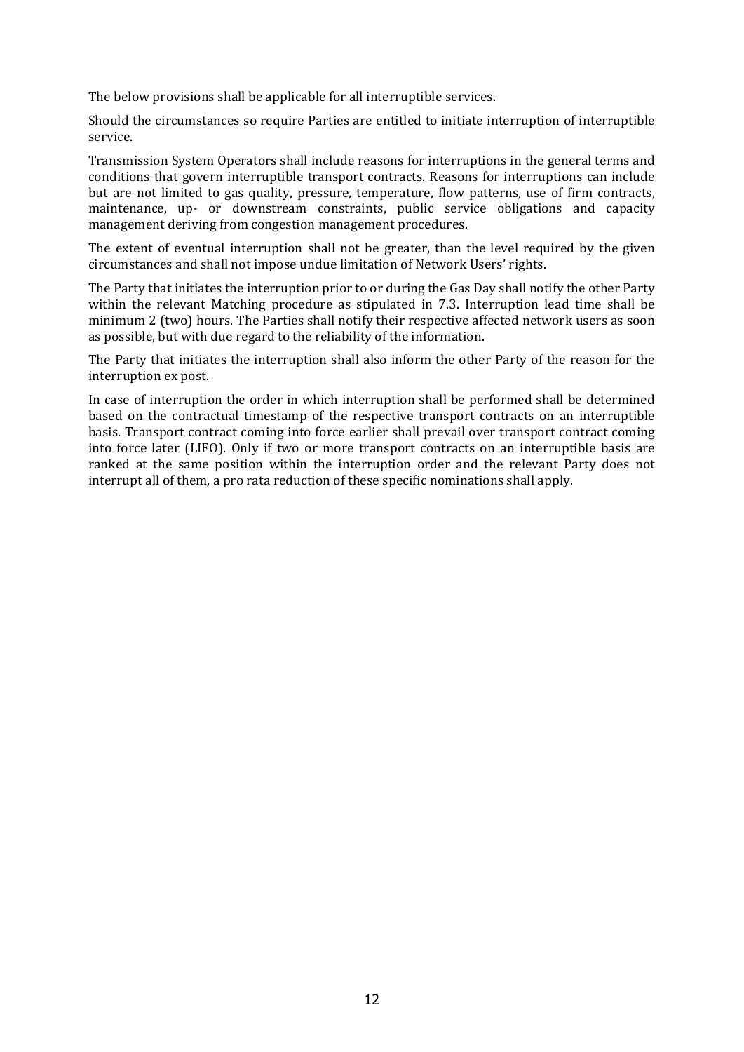The below provisions shall be applicable for all interruptible services.

Should the circumstances so require Parties are entitled to initiate interruption of interruptible service.

Transmission System Operators shall include reasons for interruptions in the general terms and conditions that govern interruptible transport contracts. Reasons for interruptions can include but are not limited to gas quality, pressure, temperature, flow patterns, use of firm contracts, maintenance, up- or downstream constraints, public service obligations and capacity management deriving from congestion management procedures.

The extent of eventual interruption shall not be greater, than the level required by the given circumstances and shall not impose undue limitation of Network Users' rights.

The Party that initiates the interruption prior to or during the Gas Day shall notify the other Party within the relevant Matching procedure as stipulated in 7.3. Interruption lead time shall be minimum 2 (two) hours. The Parties shall notify their respective affected network users as soon as possible, but with due regard to the reliability of the information.

The Party that initiates the interruption shall also inform the other Party of the reason for the interruption ex post.

In case of interruption the order in which interruption shall be performed shall be determined based on the contractual timestamp of the respective transport contracts on an interruptible basis. Transport contract coming into force earlier shall prevail over transport contract coming into force later (LIFO). Only if two or more transport contracts on an interruptible basis are ranked at the same position within the interruption order and the relevant Party does not interrupt all of them, a pro rata reduction of these specific nominations shall apply.